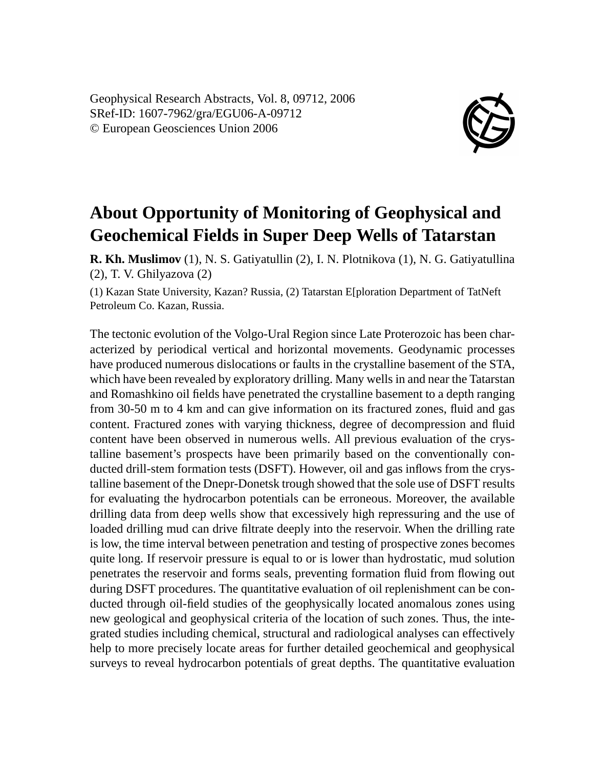Geophysical Research Abstracts, Vol. 8, 09712, 2006
SRef-ID: 1607-7962/gra/EGU06-A-09712
© European Geosciences Union 2006

# About Opportunity of Monitoring of Geophysical and Geochemical Fields in Super Deep Wells of Tatarstan

**R. Kh. Muslimov** (1), N. S. Gatiyatullin (2), I. N. Plotnikova (1), N. G. Gatiyatullina (2), T. V. Ghilyazova (2)

(1) Kazan State University, Kazan? Russia, (2) Tatarstan E[ploration Department of TatNeft Petroleum Co. Kazan, Russia.

The tectonic evolution of the Volgo-Ural Region since Late Proterozoic has been characterized by periodical vertical and horizontal movements. Geodynamic processes have produced numerous dislocations or faults in the crystalline basement of the STA, which have been revealed by exploratory drilling. Many wells in and near the Tatarstan and Romashkino oil fields have penetrated the crystalline basement to a depth ranging from 30-50 m to 4 km and can give information on its fractured zones, fluid and gas content. Fractured zones with varying thickness, degree of decompression and fluid content have been observed in numerous wells. All previous evaluation of the crystalline basement's prospects have been primarily based on the conventionally conducted drill-stem formation tests (DSFT). However, oil and gas inflows from the crystalline basement of the Dnepr-Donetsk trough showed that the sole use of DSFT results for evaluating the hydrocarbon potentials can be erroneous. Moreover, the available drilling data from deep wells show that excessively high repressuring and the use of loaded drilling mud can drive filtrate deeply into the reservoir. When the drilling rate is low, the time interval between penetration and testing of prospective zones becomes quite long. If reservoir pressure is equal to or is lower than hydrostatic, mud solution penetrates the reservoir and forms seals, preventing formation fluid from flowing out during DSFT procedures. The quantitative evaluation of oil replenishment can be conducted through oil-field studies of the geophysically located anomalous zones using new geological and geophysical criteria of the location of such zones. Thus, the integrated studies including chemical, structural and radiological analyses can effectively help to more precisely locate areas for further detailed geochemical and geophysical surveys to reveal hydrocarbon potentials of great depths. The quantitative evaluation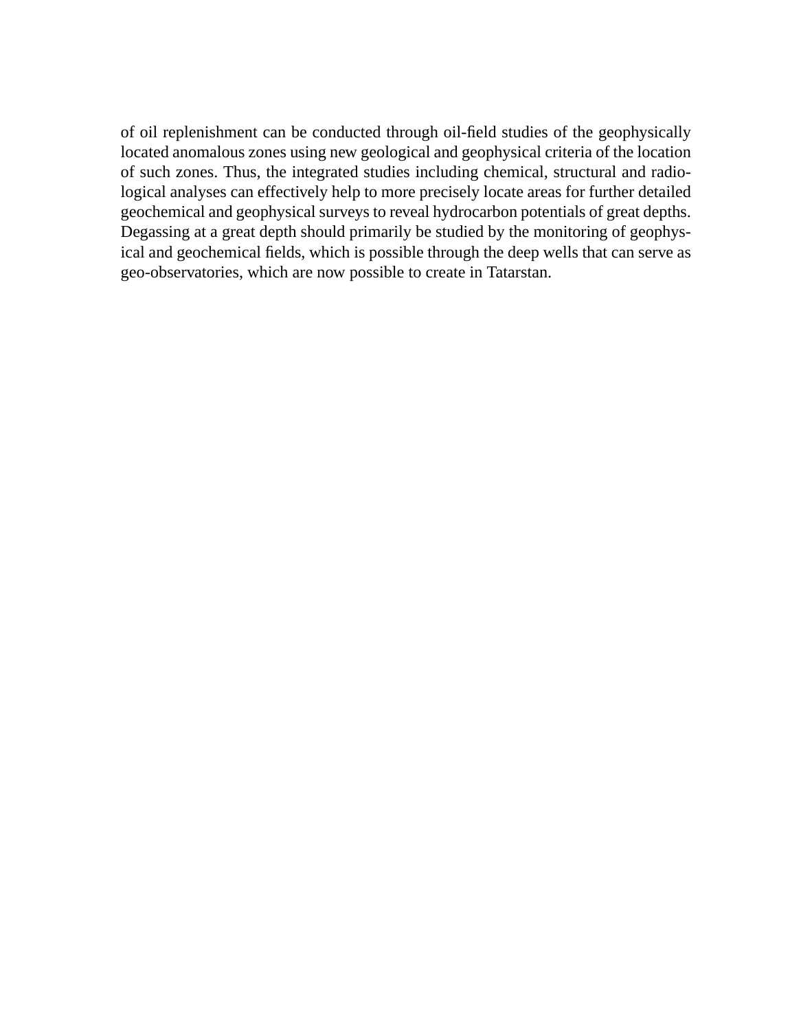of oil replenishment can be conducted through oil-field studies of the geophysically located anomalous zones using new geological and geophysical criteria of the location of such zones. Thus, the integrated studies including chemical, structural and radiological analyses can effectively help to more precisely locate areas for further detailed geochemical and geophysical surveys to reveal hydrocarbon potentials of great depths. Degassing at a great depth should primarily be studied by the monitoring of geophysical and geochemical fields, which is possible through the deep wells that can serve as geo-observatories, which are now possible to create in Tatarstan.